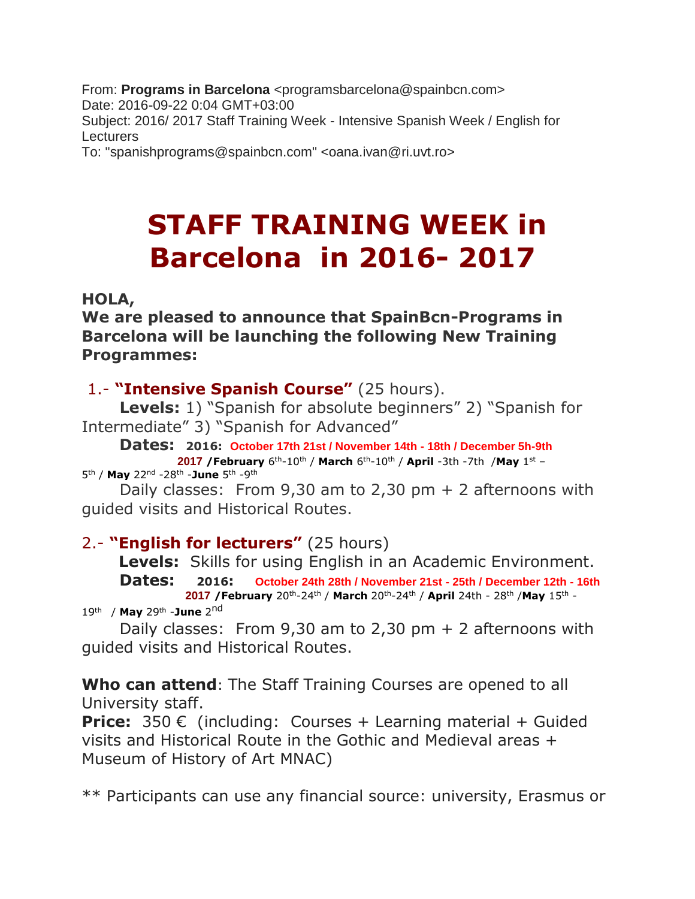From: **Programs in Barcelona** <programsbarcelona@spainbcn.com>
Date: 2016-09-22 0:04 GMT+03:00
Subject: 2016/ 2017 Staff Training Week - Intensive Spanish Week / English for Lecturers
To: "spanishprograms@spainbcn.com" <oana.ivan@ri.uvt.ro>

# STAFF TRAINING WEEK in Barcelona in 2016- 2017

**HOLA,**
**We are pleased to announce that SpainBcn-Programs in Barcelona will be launching the following New Training Programmes:**

1.- **"Intensive Spanish Course"** (25 hours).

**Levels:** 1) "Spanish for absolute beginners" 2) "Spanish for Intermediate" 3) "Spanish for Advanced"

**Dates:** **2016:** **October 17th 21st / November 14th - 18th / December 5h-9th**
**2017 /February** 6th-10th / **March** 6th-10th / **April** -3th -7th /**May** 1st – 5th / **May** 22nd -28th -**June** 5th -9th

Daily classes: From 9,30 am to 2,30 pm + 2 afternoons with guided visits and Historical Routes.

2.- **"English for lecturers"** (25 hours)

**Levels:** Skills for using English in an Academic Environment.

**Dates:** **2016:** **October 24th 28th / November 21st - 25th / December 12th - 16th**
**2017 /February** 20th-24th / **March** 20th-24th / **April** 24th - 28th /**May** 15th - 19th / **May** 29th -**June** 2nd

Daily classes: From 9,30 am to 2,30 pm + 2 afternoons with guided visits and Historical Routes.

**Who can attend**: The Staff Training Courses are opened to all University staff.
**Price:** 350 € (including: Courses + Learning material + Guided visits and Historical Route in the Gothic and Medieval areas + Museum of History of Art MNAC)

** Participants can use any financial source: university, Erasmus or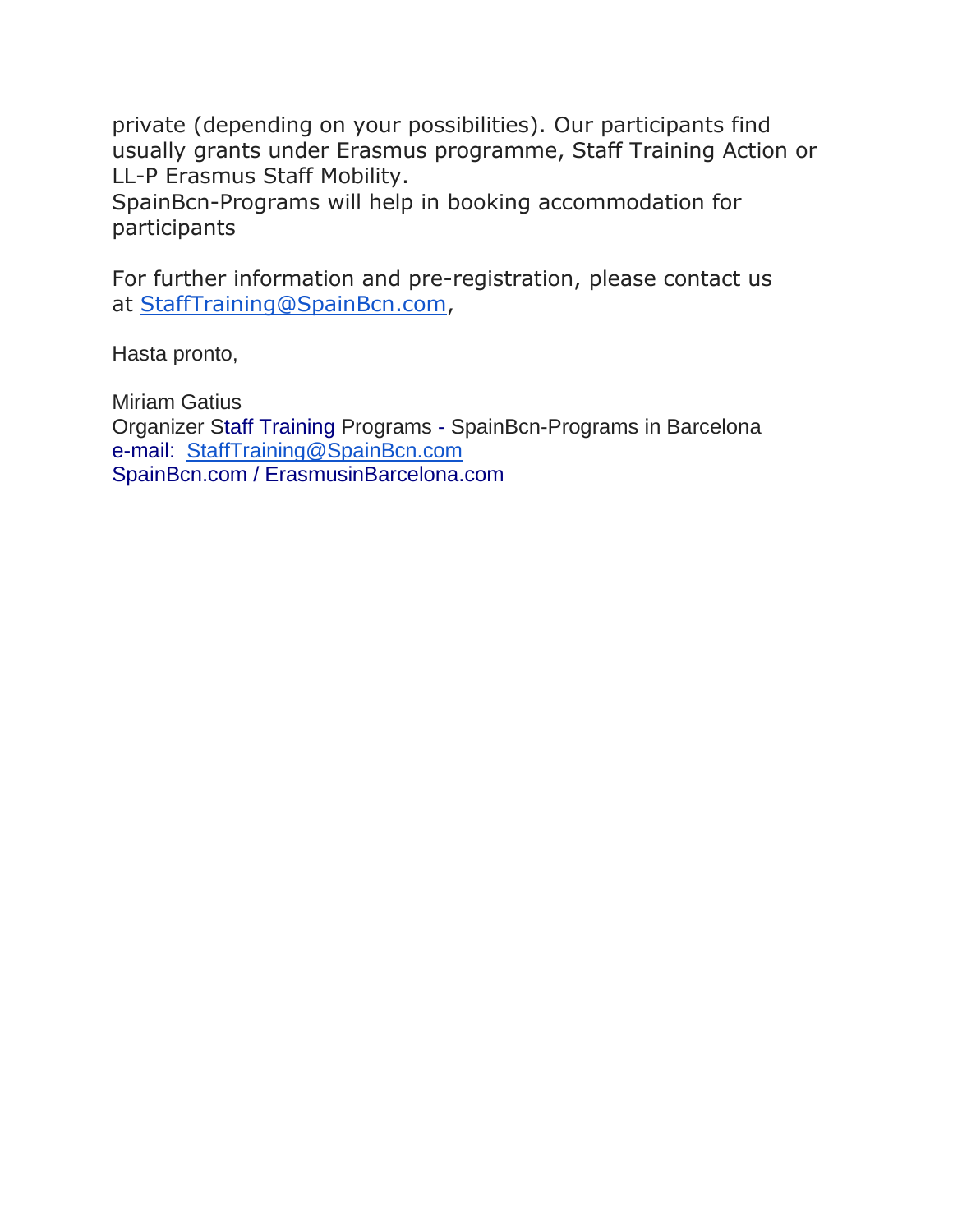private (depending on your possibilities). Our participants find usually grants under Erasmus programme, Staff Training Action or LL-P Erasmus Staff Mobility.
SpainBcn-Programs will help in booking accommodation for participants

For further information and pre-registration, please contact us at StaffTraining@SpainBcn.com,

Hasta pronto,

Miriam Gatius
Organizer Staff Training Programs - SpainBcn-Programs in Barcelona
e-mail: StaffTraining@SpainBcn.com
SpainBcn.com / ErasmusinBarcelona.com